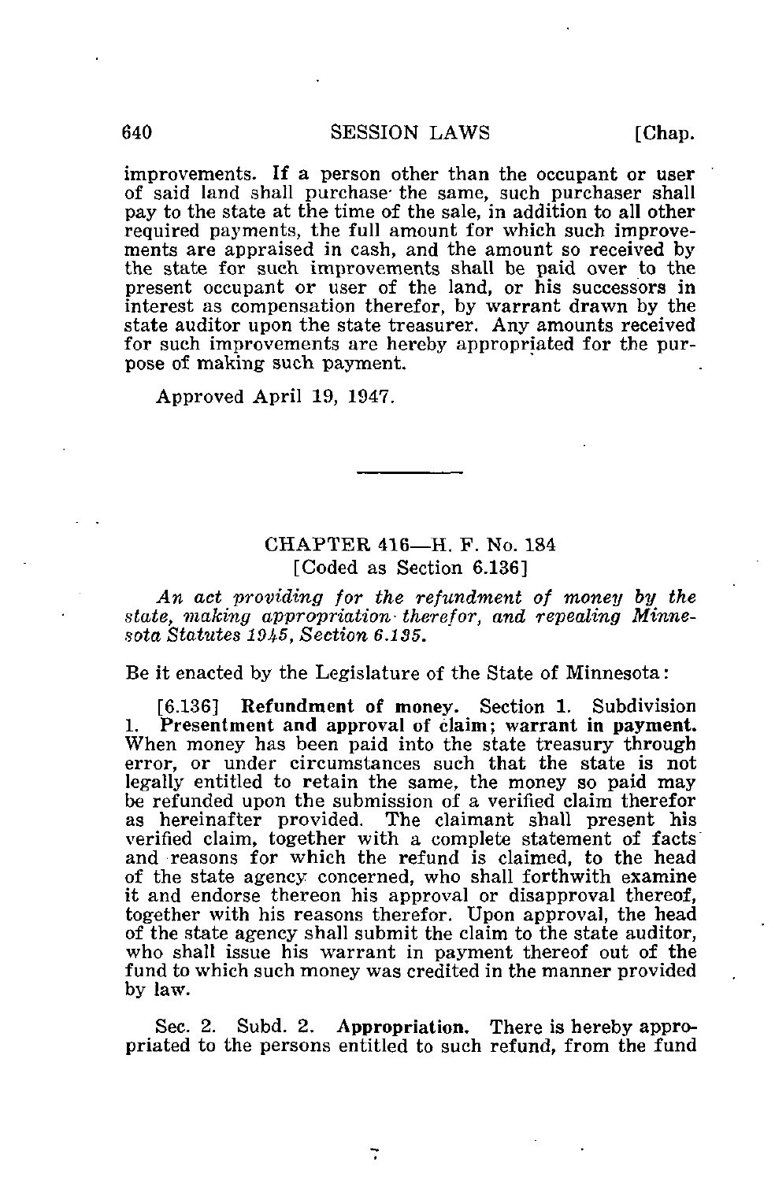improvements. If a person other than the occupant or user of said land shall purchase the same, such purchaser shall pay to the state at the time of the sale, in addition to all other required payments, the full amount for which such improvements are appraised in cash, and the amount so received by the state for such improvements shall be paid over to the present occupant or user of the land, or his successors in interest as compensation therefor, by warrant drawn by the state auditor upon the state treasurer. Any amounts received for such improvements are hereby appropriated for the purpose of making such payment.

Approved April 19, 1947.

---

## CHAPTER 416—H. F. No. 184
### [Coded as Section 6.136]

*An act providing for the refundment of money by the state, making appropriation therefor, and repealing Minnesota Statutes 1945, Section 6.135.*

Be it enacted by the Legislature of the State of Minnesota:

[6.136] **Refundment of money.** Section 1. Subdivision 1. **Presentment and approval of claim; warrant in payment.** When money has been paid into the state treasury through error, or under circumstances such that the state is not legally entitled to retain the same, the money so paid may be refunded upon the submission of a verified claim therefor as hereinafter provided. The claimant shall present his verified claim, together with a complete statement of facts and reasons for which the refund is claimed, to the head of the state agency concerned, who shall forthwith examine it and endorse thereon his approval or disapproval thereof, together with his reasons therefor. Upon approval, the head of the state agency shall submit the claim to the state auditor, who shall issue his warrant in payment thereof out of the fund to which such money was credited in the manner provided by law.

Sec. 2. Subd. 2. **Appropriation.** There is hereby appropriated to the persons entitled to such refund, from the fund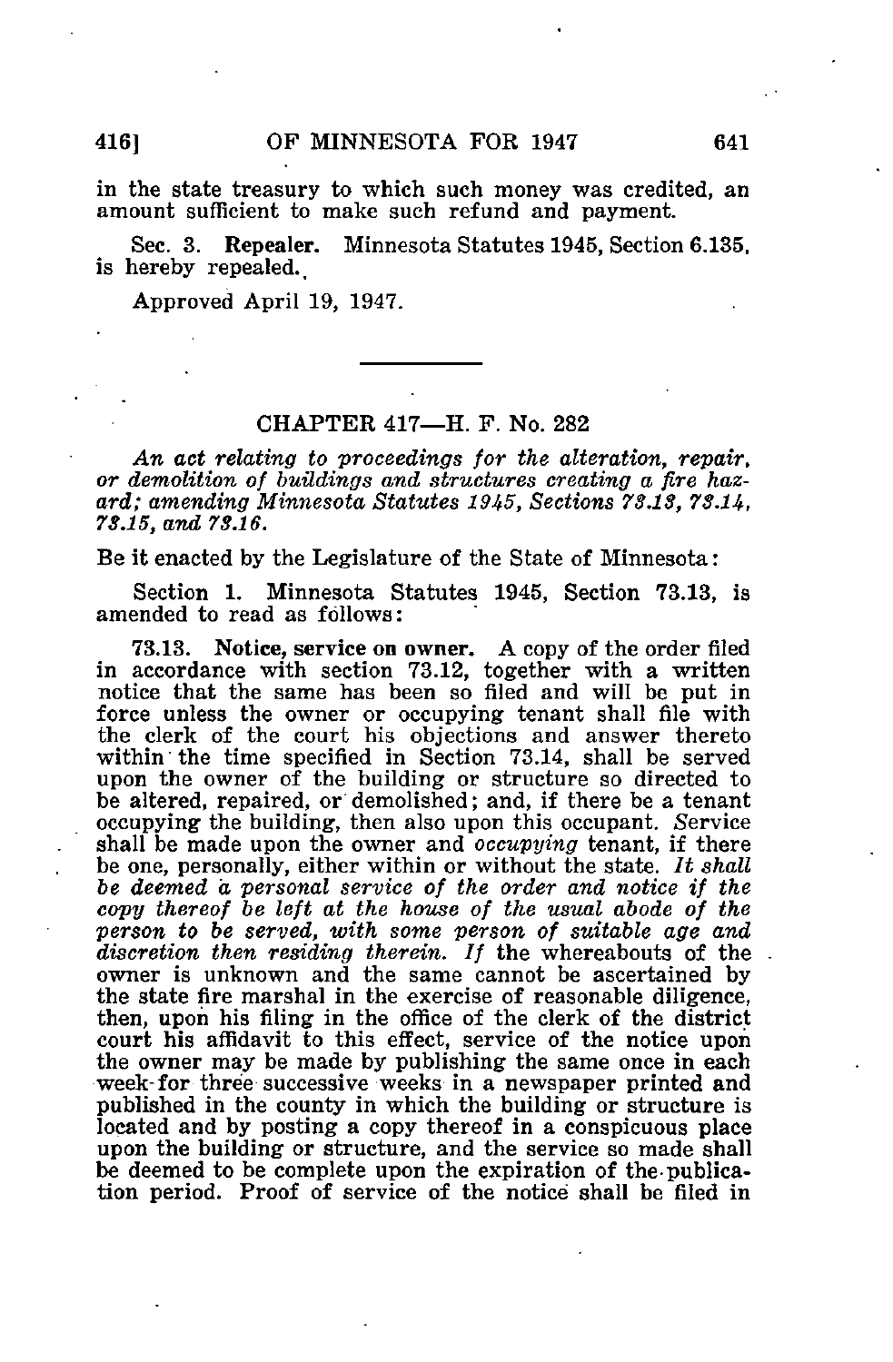in the state treasury to which such money was credited, an amount sufficient to make such refund and payment.

Sec. 3. **Repealer.** Minnesota Statutes 1945, Section 6.135, is hereby repealed.

Approved April 19, 1947.

---

## CHAPTER 417—H. F. No. 282

*An act relating to proceedings for the alteration, repair, or demolition of buildings and structures creating a fire hazard; amending Minnesota Statutes 1945, Sections 73.13, 73.14, 73.15, and 73.16.*

Be it enacted by the Legislature of the State of Minnesota:

Section 1. Minnesota Statutes 1945, Section 73.13, is amended to read as follows:

73.13. **Notice, service on owner.** A copy of the order filed in accordance with section 73.12, together with a written notice that the same has been so filed and will be put in force unless the owner or occupying tenant shall file with the clerk of the court his objections and answer thereto within the time specified in Section 73.14, shall be served upon the owner of the building or structure so directed to be altered, repaired, or demolished; and, if there be a tenant occupying the building, then also upon this occupant. Service shall be made upon the owner and *occupying* tenant, if there be one, personally, either within or without the state. *It shall be deemed a personal service of the order and notice if the copy thereof be left at the house of the usual abode of the person to be served, with some person of suitable age and discretion then residing therein. If* the whereabouts of the owner is unknown and the same cannot be ascertained by the state fire marshal in the exercise of reasonable diligence, then, upon his filing in the office of the clerk of the district court his affidavit to this effect, service of the notice upon the owner may be made by publishing the same once in each week for three successive weeks in a newspaper printed and published in the county in which the building or structure is located and by posting a copy thereof in a conspicuous place upon the building or structure, and the service so made shall be deemed to be complete upon the expiration of the publication period. Proof of service of the notice shall be filed in